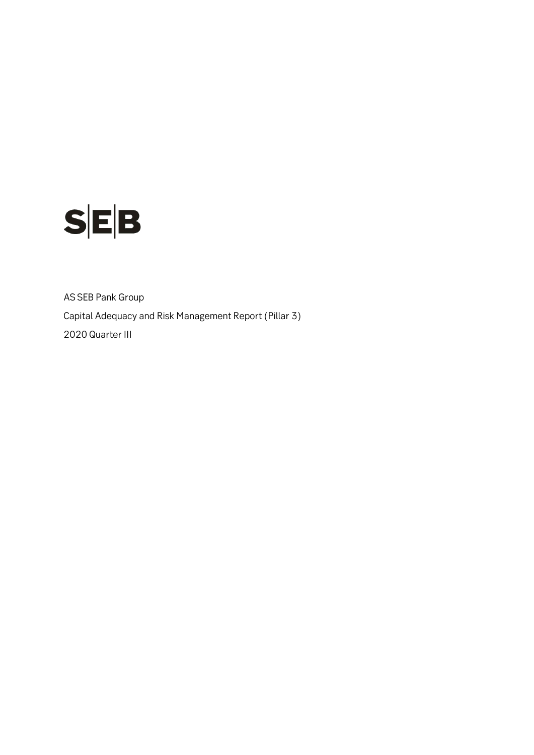# SEB

AS SEB Pank Group

Capital Adequacy and Risk Management Report (Pillar 3)

2020 Quarter III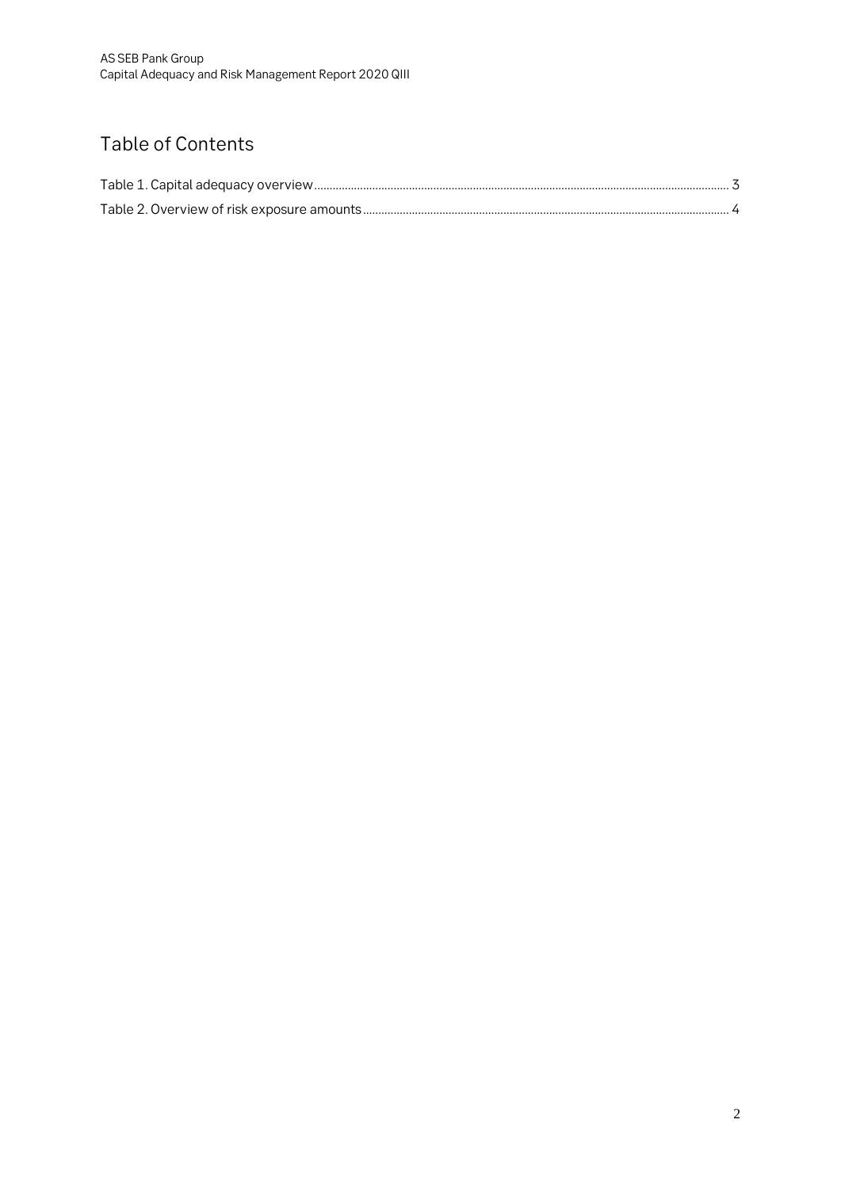# Table of Contents

Table 1. Capital adequacy overview ........................................................................ 3

Table 2. Overview of risk exposure amounts ........................................................................ 4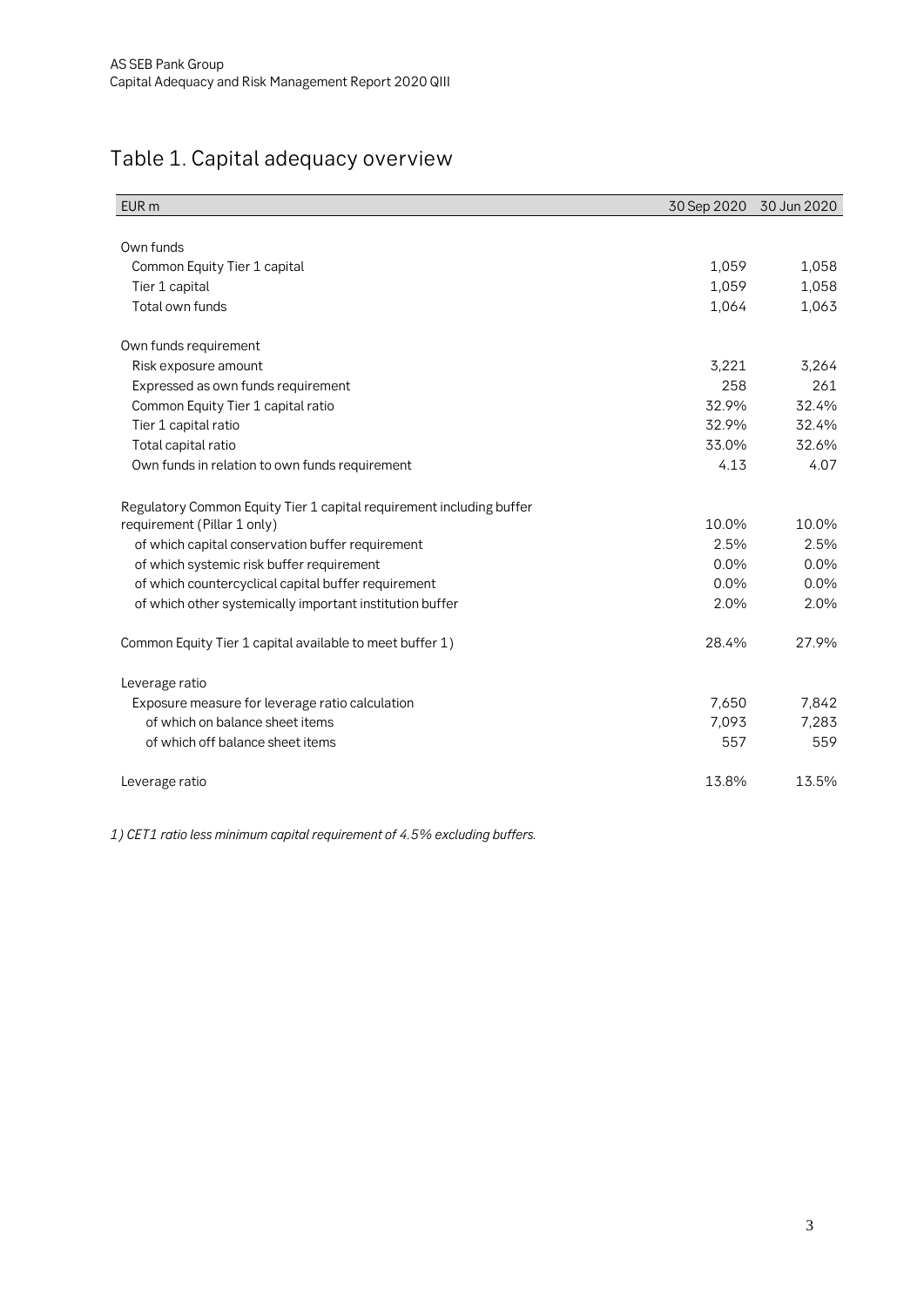# Table 1. Capital adequacy overview

| EUR m | 30 Sep 2020 | 30 Jun 2020 |
|---|---|---|
| Own funds | | |
| Common Equity Tier 1 capital | 1,059 | 1,058 |
| Tier 1 capital | 1,059 | 1,058 |
| Total own funds | 1,064 | 1,063 |
| Own funds requirement | | |
| Risk exposure amount | 3,221 | 3,264 |
| Expressed as own funds requirement | 258 | 261 |
| Common Equity Tier 1 capital ratio | 32.9% | 32.4% |
| Tier 1 capital ratio | 32.9% | 32.4% |
| Total capital ratio | 33.0% | 32.6% |
| Own funds in relation to own funds requirement | 4.13 | 4.07 |
| Regulatory Common Equity Tier 1 capital requirement including buffer requirement (Pillar 1 only) | 10.0% | 10.0% |
| of which capital conservation buffer requirement | 2.5% | 2.5% |
| of which systemic risk buffer requirement | 0.0% | 0.0% |
| of which countercyclical capital buffer requirement | 0.0% | 0.0% |
| of which other systemically important institution buffer | 2.0% | 2.0% |
| Common Equity Tier 1 capital available to meet buffer 1) | 28.4% | 27.9% |
| Leverage ratio | | |
| Exposure measure for leverage ratio calculation | 7,650 | 7,842 |
| of which on balance sheet items | 7,093 | 7,283 |
| of which off balance sheet items | 557 | 559 |
| Leverage ratio | 13.8% | 13.5% |

*1) CET1 ratio less minimum capital requirement of 4.5% excluding buffers.*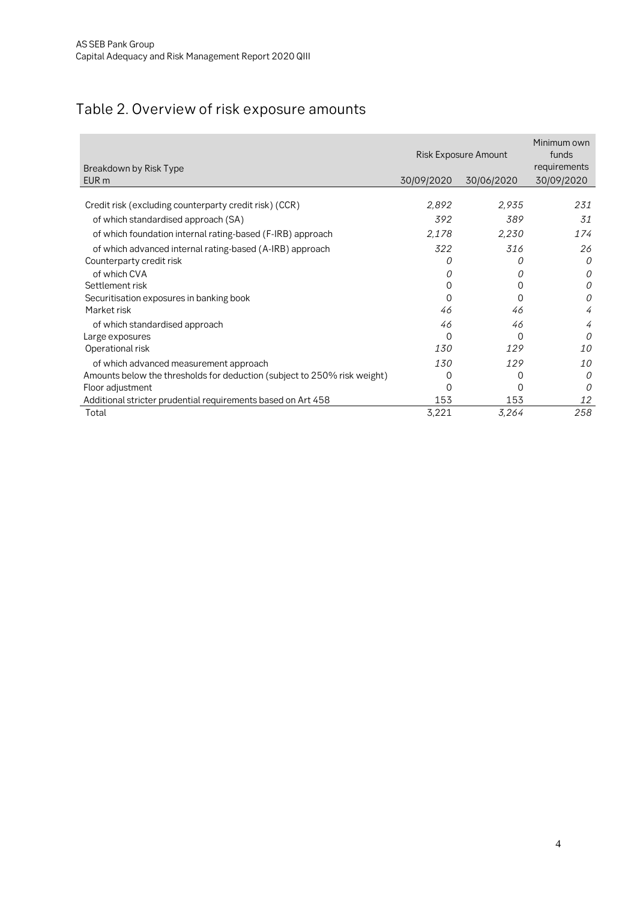# Table 2. Overview of risk exposure amounts

| Breakdown by Risk Type<br>EUR m | Risk Exposure Amount<br>30/09/2020 | <br>30/06/2020 | Minimum own funds requirements<br>30/09/2020 |
|---|---|---|---|
| Credit risk (excluding counterparty credit risk) (CCR) | *2,892* | *2,935* | *231* |
| of which standardised approach (SA) | *392* | *389* | *31* |
| of which foundation internal rating-based (F-IRB) approach | *2,178* | *2,230* | *174* |
| of which advanced internal rating-based (A-IRB) approach | *322* | *316* | *26* |
| Counterparty credit risk | *0* | *0* | *0* |
| of which CVA | *0* | *0* | *0* |
| Settlement risk | 0 | 0 | *0* |
| Securitisation exposures in banking book | 0 | 0 | *0* |
| Market risk | *46* | *46* | *4* |
| of which standardised approach | *46* | *46* | *4* |
| Large exposures | 0 | 0 | *0* |
| Operational risk | *130* | *129* | *10* |
| of which advanced measurement approach | *130* | *129* | *10* |
| Amounts below the thresholds for deduction (subject to 250% risk weight) | 0 | 0 | *0* |
| Floor adjustment | 0 | 0 | *0* |
| Additional stricter prudential requirements based on Art 458 | 153 | 153 | *12* |
| Total | 3,221 | *3,264* | *258* |